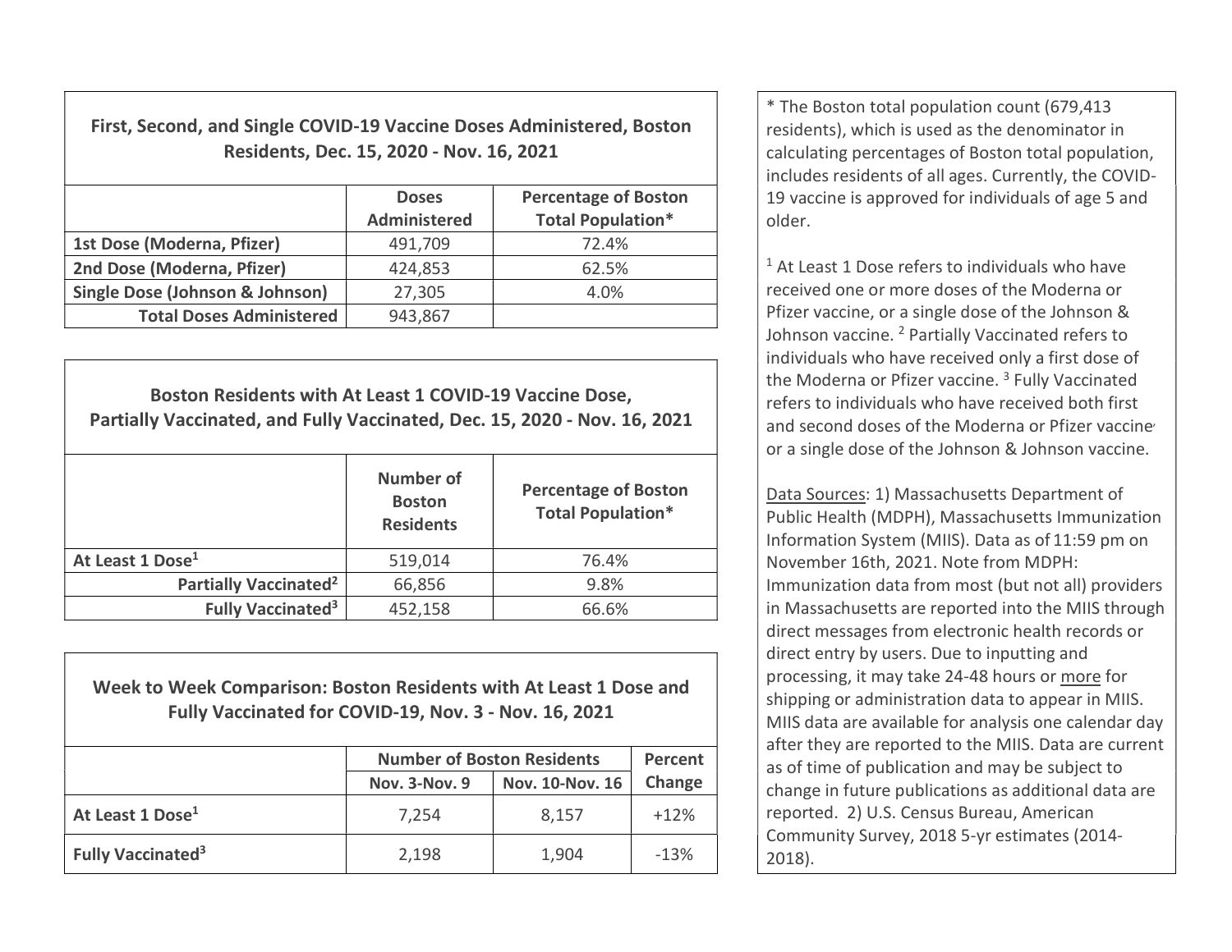## First, Second, and Single COVID-19 Vaccine Doses Administered, Boston Residents, Dec. 15, 2020 - Nov. 16, 2021

| | Doses Administered | Percentage of Boston Total Population* |
|---|---|---|
| **1st Dose (Moderna, Pfizer)** | 491,709 | 72.4% |
| **2nd Dose (Moderna, Pfizer)** | 424,853 | 62.5% |
| **Single Dose (Johnson & Johnson)** | 27,305 | 4.0% |
| **Total Doses Administered** | 943,867 | |

## Boston Residents with At Least 1 COVID-19 Vaccine Dose, Partially Vaccinated, and Fully Vaccinated, Dec. 15, 2020 - Nov. 16, 2021

| | Number of Boston Residents | Percentage of Boston Total Population* |
|---|---|---|
| **At Least 1 Dose[1]** | 519,014 | 76.4% |
| **Partially Vaccinated[2]** | 66,856 | 9.8% |
| **Fully Vaccinated[3]** | 452,158 | 66.6% |

## Week to Week Comparison: Boston Residents with At Least 1 Dose and Fully Vaccinated for COVID-19, Nov. 3 - Nov. 16, 2021

| | Number of Boston Residents | | Percent Change |
|---|---|---|---|
| | Nov. 3-Nov. 9 | Nov. 10-Nov. 16 | |
| **At Least 1 Dose[1]** | 7,254 | 8,157 | +12% |
| **Fully Vaccinated[3]** | 2,198 | 1,904 | -13% |

* The Boston total population count (679,413 residents), which is used as the denominator in calculating percentages of Boston total population, includes residents of all ages. Currently, the COVID-19 vaccine is approved for individuals of age 5 and older.

[1] At Least 1 Dose refers to individuals who have received one or more doses of the Moderna or Pfizer vaccine, or a single dose of the Johnson & Johnson vaccine. [2] Partially Vaccinated refers to individuals who have received only a first dose of the Moderna or Pfizer vaccine. [3] Fully Vaccinated refers to individuals who have received both first and second doses of the Moderna or Pfizer vaccine or a single dose of the Johnson & Johnson vaccine.

Data Sources: 1) Massachusetts Department of Public Health (MDPH), Massachusetts Immunization Information System (MIIS). Data as of 11:59 pm on November 16th, 2021. Note from MDPH: Immunization data from most (but not all) providers in Massachusetts are reported into the MIIS through direct messages from electronic health records or direct entry by users. Due to inputting and processing, it may take 24-48 hours or more for shipping or administration data to appear in MIIS. MIIS data are available for analysis one calendar day after they are reported to the MIIS. Data are current as of time of publication and may be subject to change in future publications as additional data are reported. 2) U.S. Census Bureau, American Community Survey, 2018 5-yr estimates (2014-2018).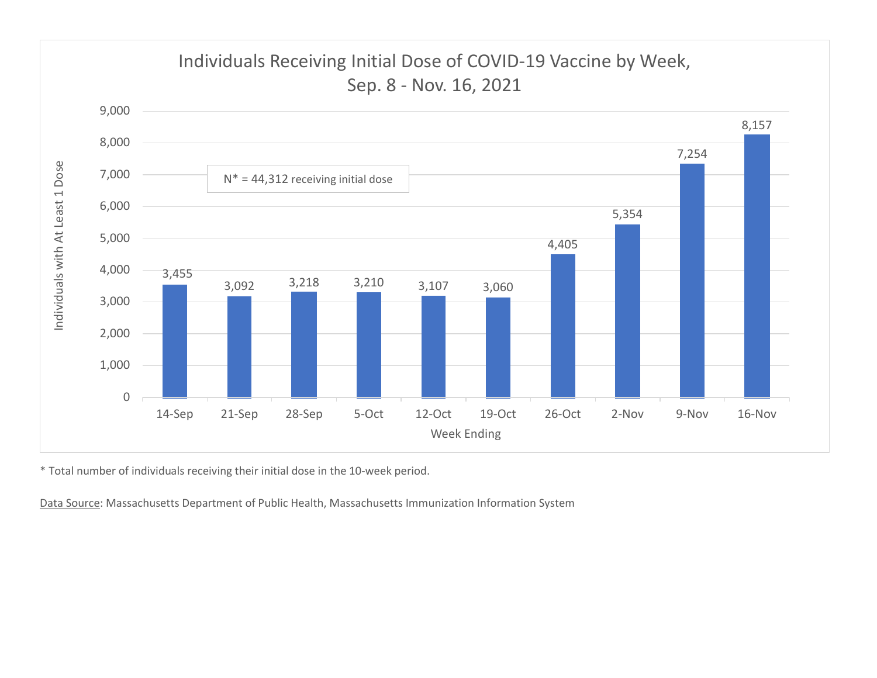## Individuals Receiving Initial Dose of COVID-19 Vaccine by Week, Sep. 8 - Nov. 16, 2021

N* = 44,312 receiving initial dose

| Week Ending | Individuals with At Least 1 Dose |
|---|---|
| 14-Sep | 3,455 |
| 21-Sep | 3,092 |
| 28-Sep | 3,218 |
| 5-Oct | 3,210 |
| 12-Oct | 3,107 |
| 19-Oct | 3,060 |
| 26-Oct | 4,405 |
| 2-Nov | 5,354 |
| 9-Nov | 7,254 |
| 16-Nov | 8,157 |

* Total number of individuals receiving their initial dose in the 10-week period.

Data Source: Massachusetts Department of Public Health, Massachusetts Immunization Information System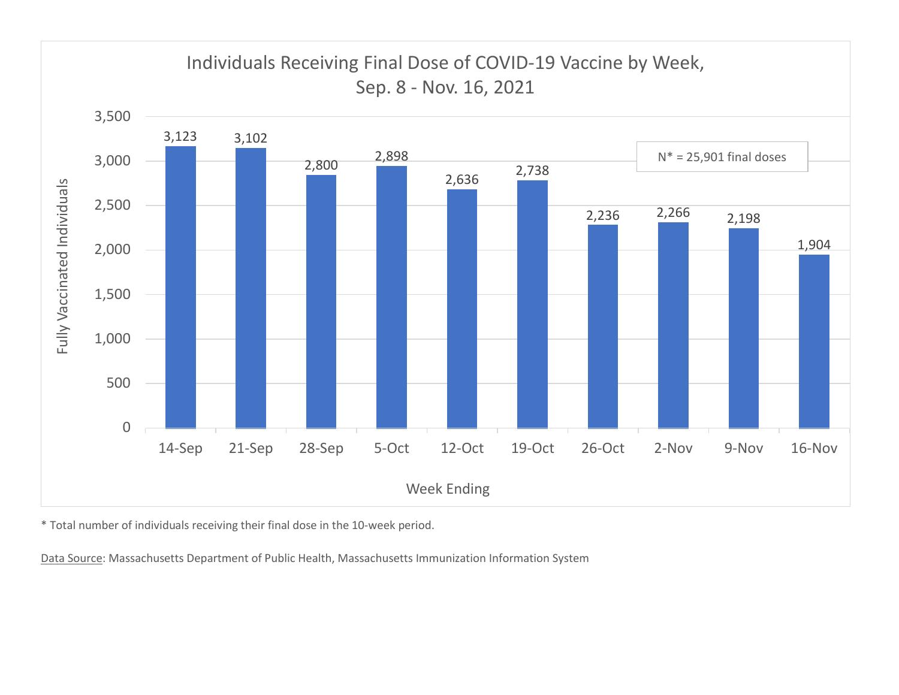## Individuals Receiving Final Dose of COVID-19 Vaccine by Week, Sep. 8 - Nov. 16, 2021

N* = 25,901 final doses

| Week Ending | Fully Vaccinated Individuals |
|---|---|
| 14-Sep | 3,123 |
| 21-Sep | 3,102 |
| 28-Sep | 2,800 |
| 5-Oct | 2,898 |
| 12-Oct | 2,636 |
| 19-Oct | 2,738 |
| 26-Oct | 2,236 |
| 2-Nov | 2,266 |
| 9-Nov | 2,198 |
| 16-Nov | 1,904 |

* Total number of individuals receiving their final dose in the 10-week period.

Data Source: Massachusetts Department of Public Health, Massachusetts Immunization Information System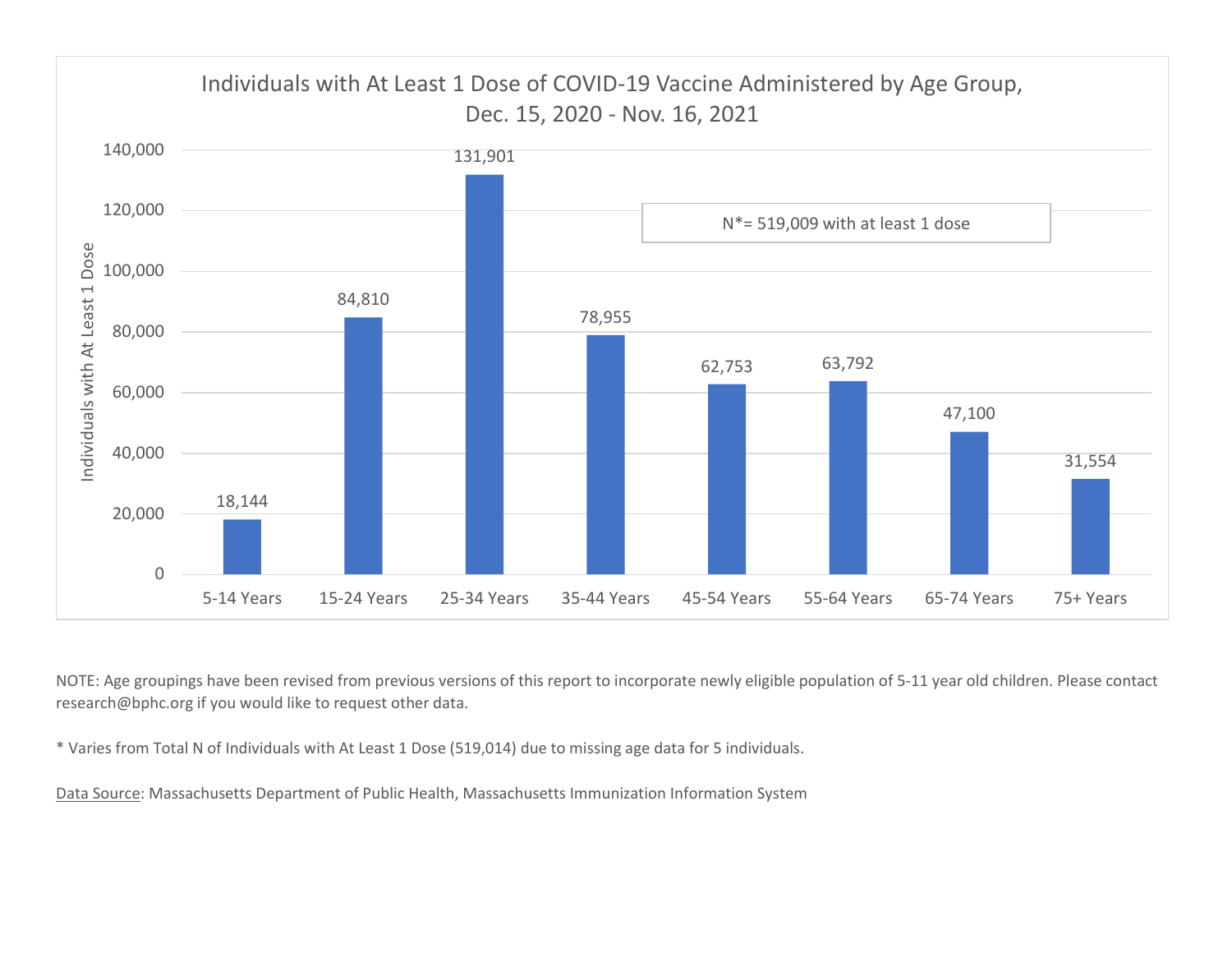## Individuals with At Least 1 Dose of COVID-19 Vaccine Administered by Age Group, Dec. 15, 2020 - Nov. 16, 2021

| Age Group | Individuals with At Least 1 Dose |
|---|---|
| 5-14 Years | 18,144 |
| 15-24 Years | 84,810 |
| 25-34 Years | 131,901 |
| 35-44 Years | 78,955 |
| 45-54 Years | 62,753 |
| 55-64 Years | 63,792 |
| 65-74 Years | 47,100 |
| 75+ Years | 31,554 |

N*= 519,009 with at least 1 dose

NOTE: Age groupings have been revised from previous versions of this report to incorporate newly eligible population of 5-11 year old children. Please contact research@bphc.org if you would like to request other data.

* Varies from Total N of Individuals with At Least 1 Dose (519,014) due to missing age data for 5 individuals.

Data Source: Massachusetts Department of Public Health, Massachusetts Immunization Information System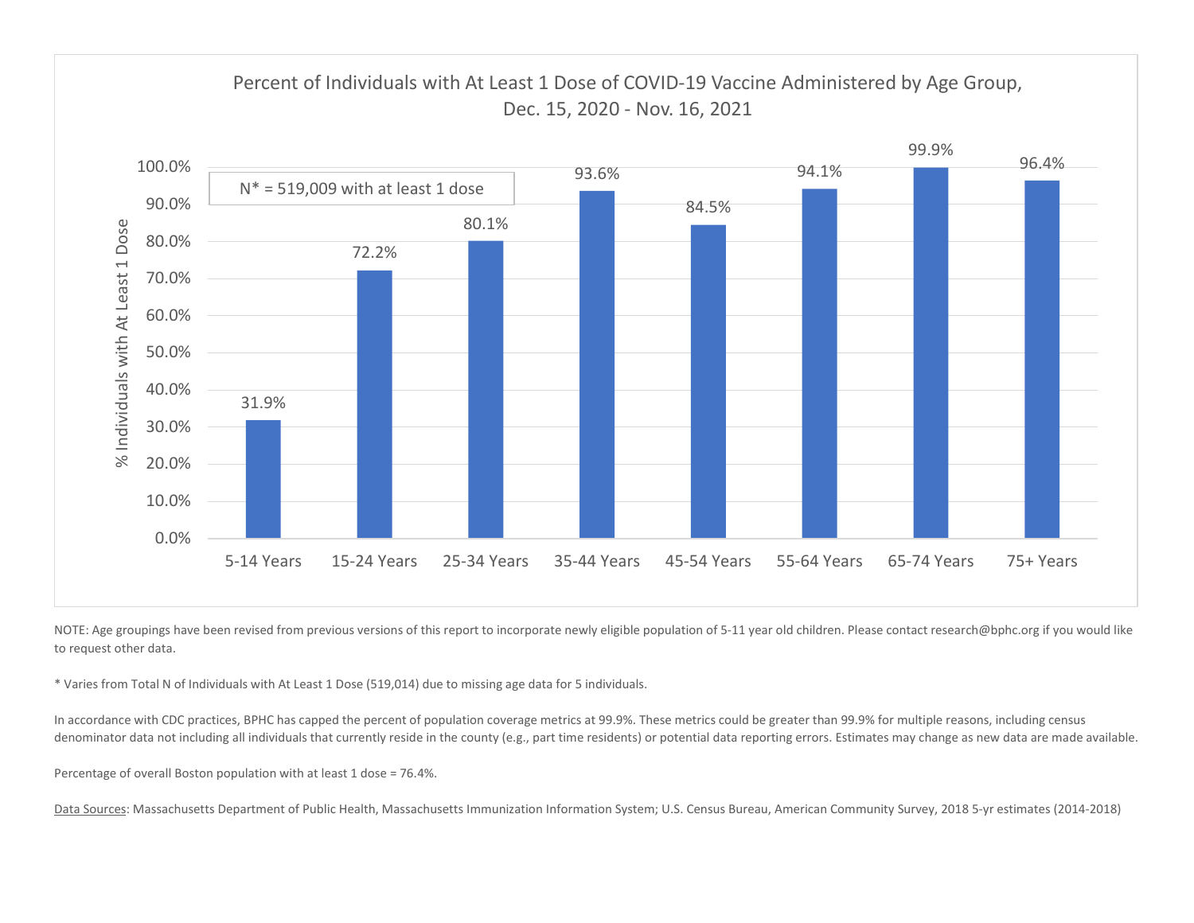## Percent of Individuals with At Least 1 Dose of COVID-19 Vaccine Administered by Age Group, Dec. 15, 2020 - Nov. 16, 2021

N* = 519,009 with at least 1 dose

| Age Group | % Individuals with At Least 1 Dose |
|---|---|
| 5-14 Years | 31.9% |
| 15-24 Years | 72.2% |
| 25-34 Years | 80.1% |
| 35-44 Years | 93.6% |
| 45-54 Years | 84.5% |
| 55-64 Years | 94.1% |
| 65-74 Years | 99.9% |
| 75+ Years | 96.4% |

NOTE: Age groupings have been revised from previous versions of this report to incorporate newly eligible population of 5-11 year old children. Please contact research@bphc.org if you would like to request other data.

* Varies from Total N of Individuals with At Least 1 Dose (519,014) due to missing age data for 5 individuals.

In accordance with CDC practices, BPHC has capped the percent of population coverage metrics at 99.9%. These metrics could be greater than 99.9% for multiple reasons, including census denominator data not including all individuals that currently reside in the county (e.g., part time residents) or potential data reporting errors. Estimates may change as new data are made available.

Percentage of overall Boston population with at least 1 dose = 76.4%.

Data Sources: Massachusetts Department of Public Health, Massachusetts Immunization Information System; U.S. Census Bureau, American Community Survey, 2018 5-yr estimates (2014-2018)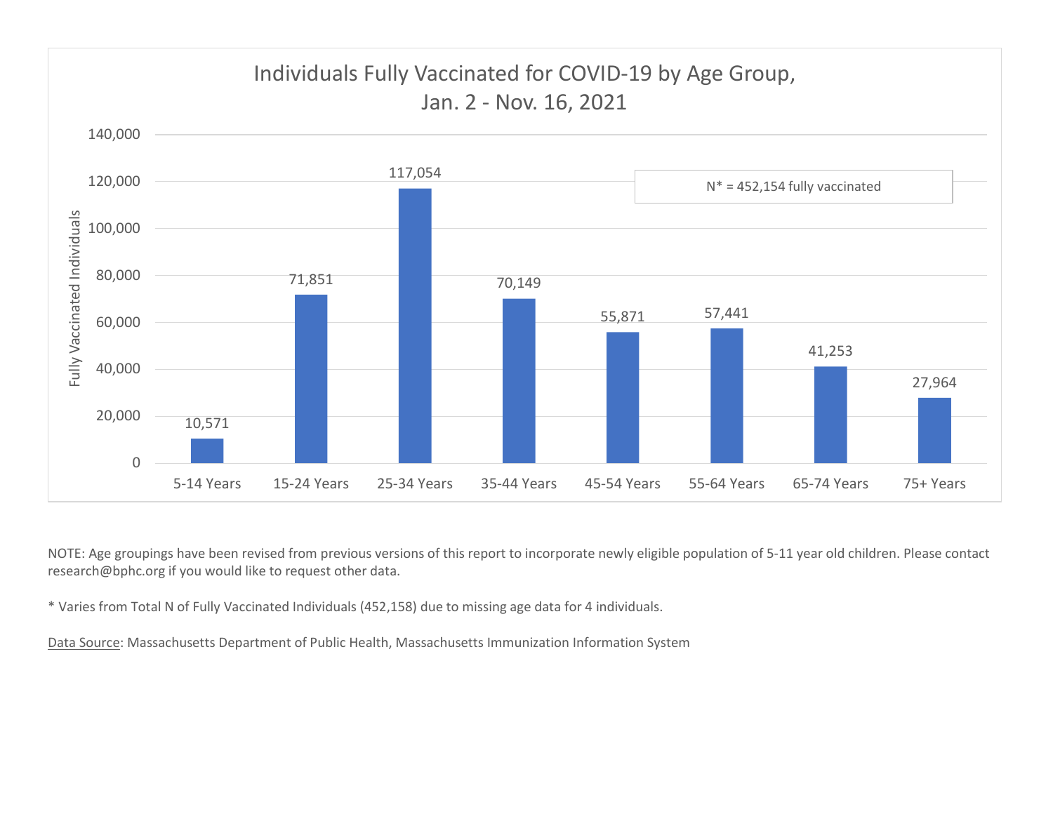## Individuals Fully Vaccinated for COVID-19 by Age Group, Jan. 2 - Nov. 16, 2021

N* = 452,154 fully vaccinated

| Age Group | Fully Vaccinated Individuals |
|---|---|
| 5-14 Years | 10,571 |
| 15-24 Years | 71,851 |
| 25-34 Years | 117,054 |
| 35-44 Years | 70,149 |
| 45-54 Years | 55,871 |
| 55-64 Years | 57,441 |
| 65-74 Years | 41,253 |
| 75+ Years | 27,964 |

NOTE: Age groupings have been revised from previous versions of this report to incorporate newly eligible population of 5-11 year old children. Please contact research@bphc.org if you would like to request other data.

* Varies from Total N of Fully Vaccinated Individuals (452,158) due to missing age data for 4 individuals.

Data Source: Massachusetts Department of Public Health, Massachusetts Immunization Information System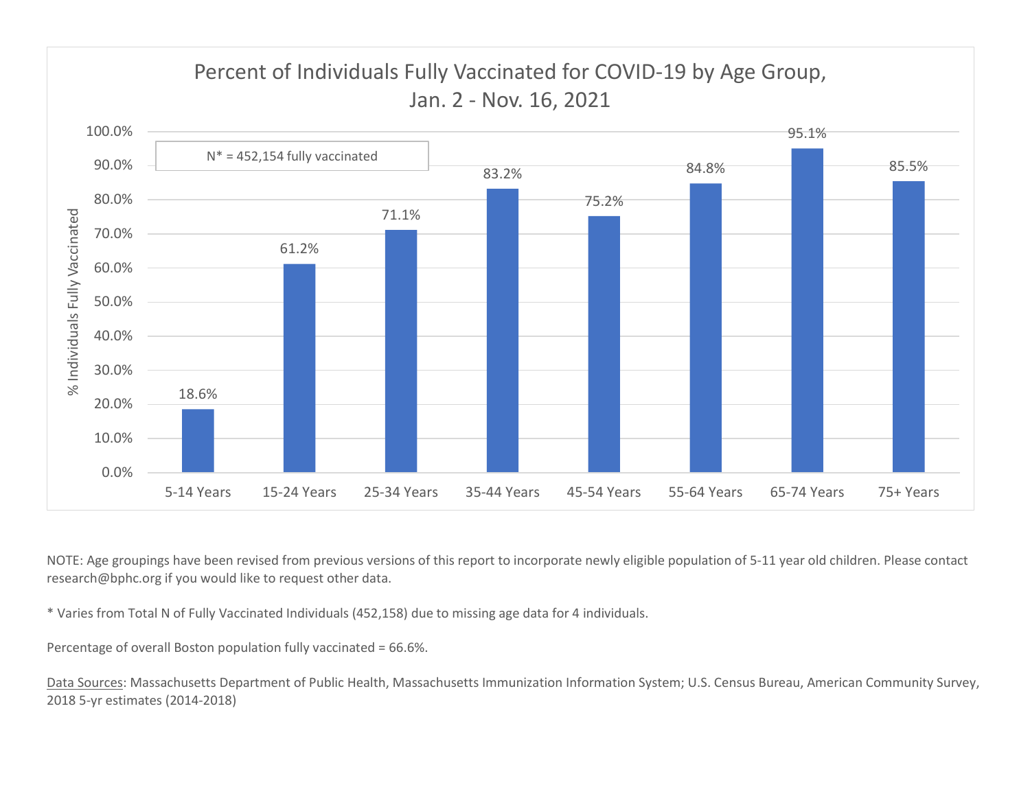## Percent of Individuals Fully Vaccinated for COVID-19 by Age Group, Jan. 2 - Nov. 16, 2021

N* = 452,154 fully vaccinated

| Age Group | % Individuals Fully Vaccinated |
| --- | --- |
| 5-14 Years | 18.6% |
| 15-24 Years | 61.2% |
| 25-34 Years | 71.1% |
| 35-44 Years | 83.2% |
| 45-54 Years | 75.2% |
| 55-64 Years | 84.8% |
| 65-74 Years | 95.1% |
| 75+ Years | 85.5% |

NOTE: Age groupings have been revised from previous versions of this report to incorporate newly eligible population of 5-11 year old children. Please contact research@bphc.org if you would like to request other data.

* Varies from Total N of Fully Vaccinated Individuals (452,158) due to missing age data for 4 individuals.

Percentage of overall Boston population fully vaccinated = 66.6%.

Data Sources: Massachusetts Department of Public Health, Massachusetts Immunization Information System; U.S. Census Bureau, American Community Survey, 2018 5-yr estimates (2014-2018)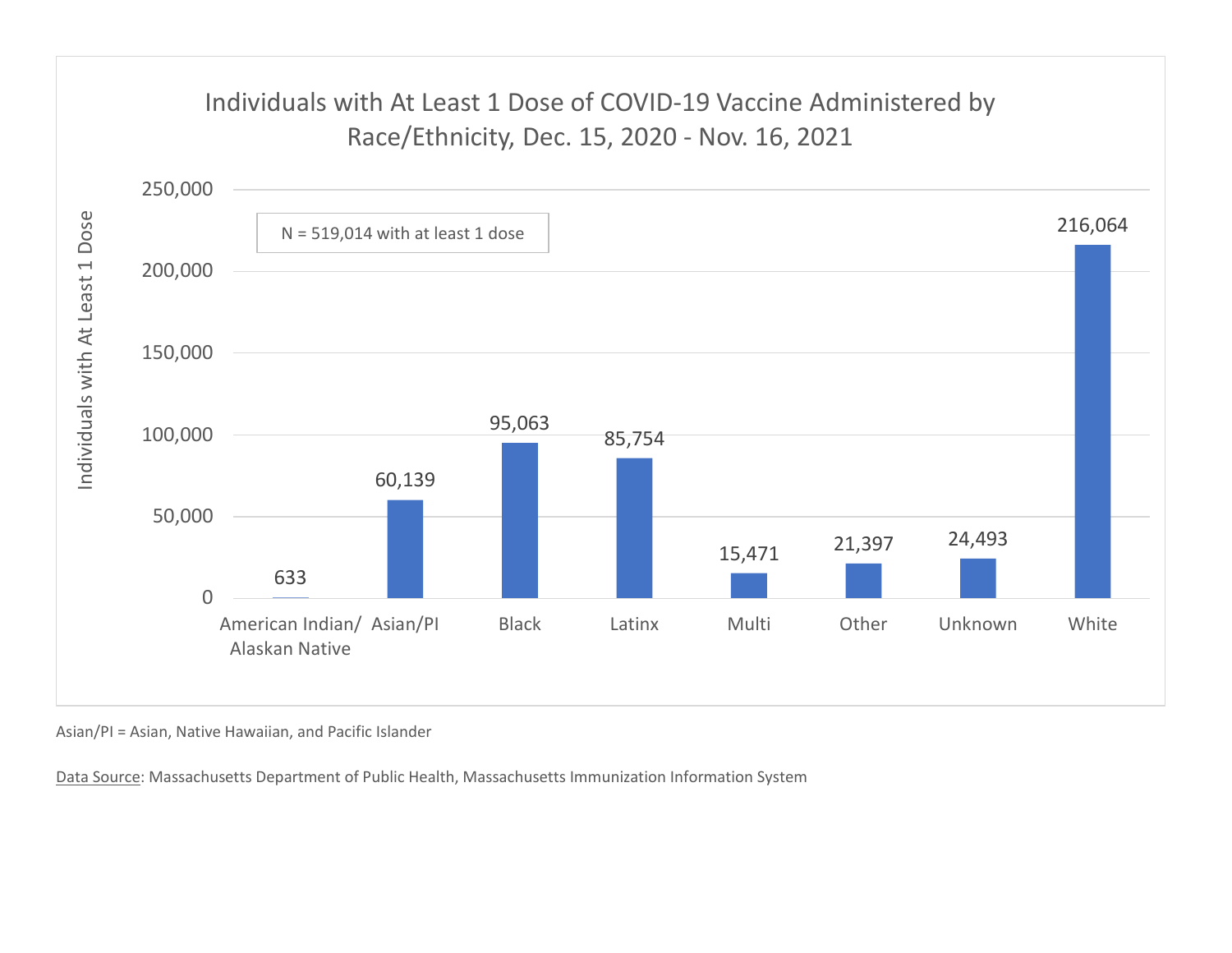## Individuals with At Least 1 Dose of COVID-19 Vaccine Administered by Race/Ethnicity, Dec. 15, 2020 - Nov. 16, 2021

N = 519,014 with at least 1 dose

| Race/Ethnicity | Individuals with At Least 1 Dose |
| --- | --- |
| American Indian/ Alaskan Native | 633 |
| Asian/PI | 60,139 |
| Black | 95,063 |
| Latinx | 85,754 |
| Multi | 15,471 |
| Other | 21,397 |
| Unknown | 24,493 |
| White | 216,064 |

Asian/PI = Asian, Native Hawaiian, and Pacific Islander

Data Source: Massachusetts Department of Public Health, Massachusetts Immunization Information System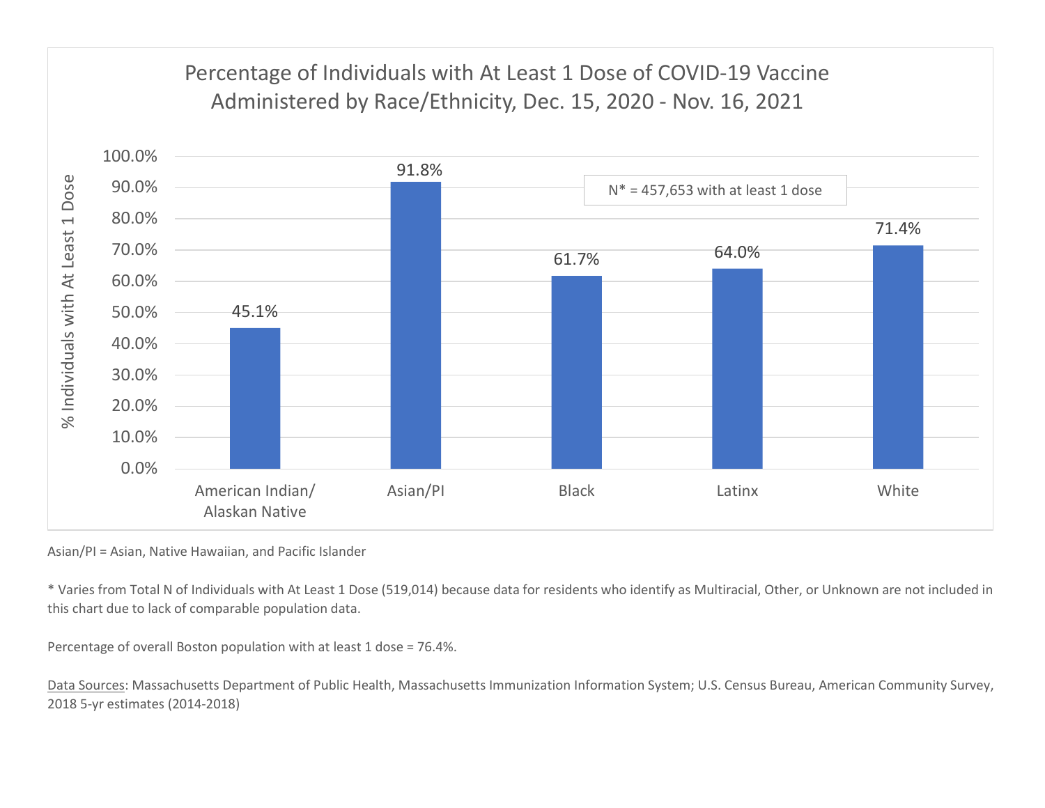## Percentage of Individuals with At Least 1 Dose of COVID-19 Vaccine Administered by Race/Ethnicity, Dec. 15, 2020 - Nov. 16, 2021

N* = 457,653 with at least 1 dose

| Race/Ethnicity | % Individuals with At Least 1 Dose |
| --- | --- |
| American Indian/ Alaskan Native | 45.1% |
| Asian/PI | 91.8% |
| Black | 61.7% |
| Latinx | 64.0% |
| White | 71.4% |

Asian/PI = Asian, Native Hawaiian, and Pacific Islander

* Varies from Total N of Individuals with At Least 1 Dose (519,014) because data for residents who identify as Multiracial, Other, or Unknown are not included in this chart due to lack of comparable population data.

Percentage of overall Boston population with at least 1 dose = 76.4%.

Data Sources: Massachusetts Department of Public Health, Massachusetts Immunization Information System; U.S. Census Bureau, American Community Survey, 2018 5-yr estimates (2014-2018)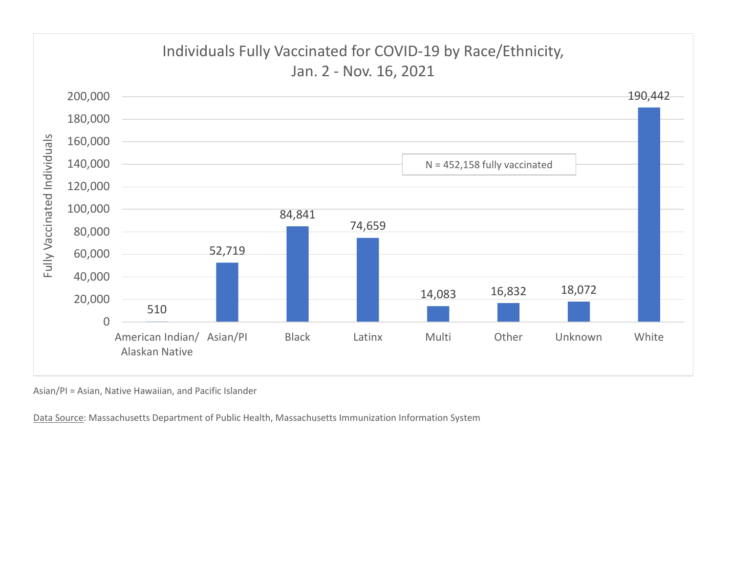## Individuals Fully Vaccinated for COVID-19 by Race/Ethnicity, Jan. 2 - Nov. 16, 2021

N = 452,158 fully vaccinated

| Race/Ethnicity | Fully Vaccinated Individuals |
| --- | --- |
| American Indian/ Alaskan Native | 510 |
| Asian/PI | 52,719 |
| Black | 84,841 |
| Latinx | 74,659 |
| Multi | 14,083 |
| Other | 16,832 |
| Unknown | 18,072 |
| White | 190,442 |

Asian/PI = Asian, Native Hawaiian, and Pacific Islander

Data Source: Massachusetts Department of Public Health, Massachusetts Immunization Information System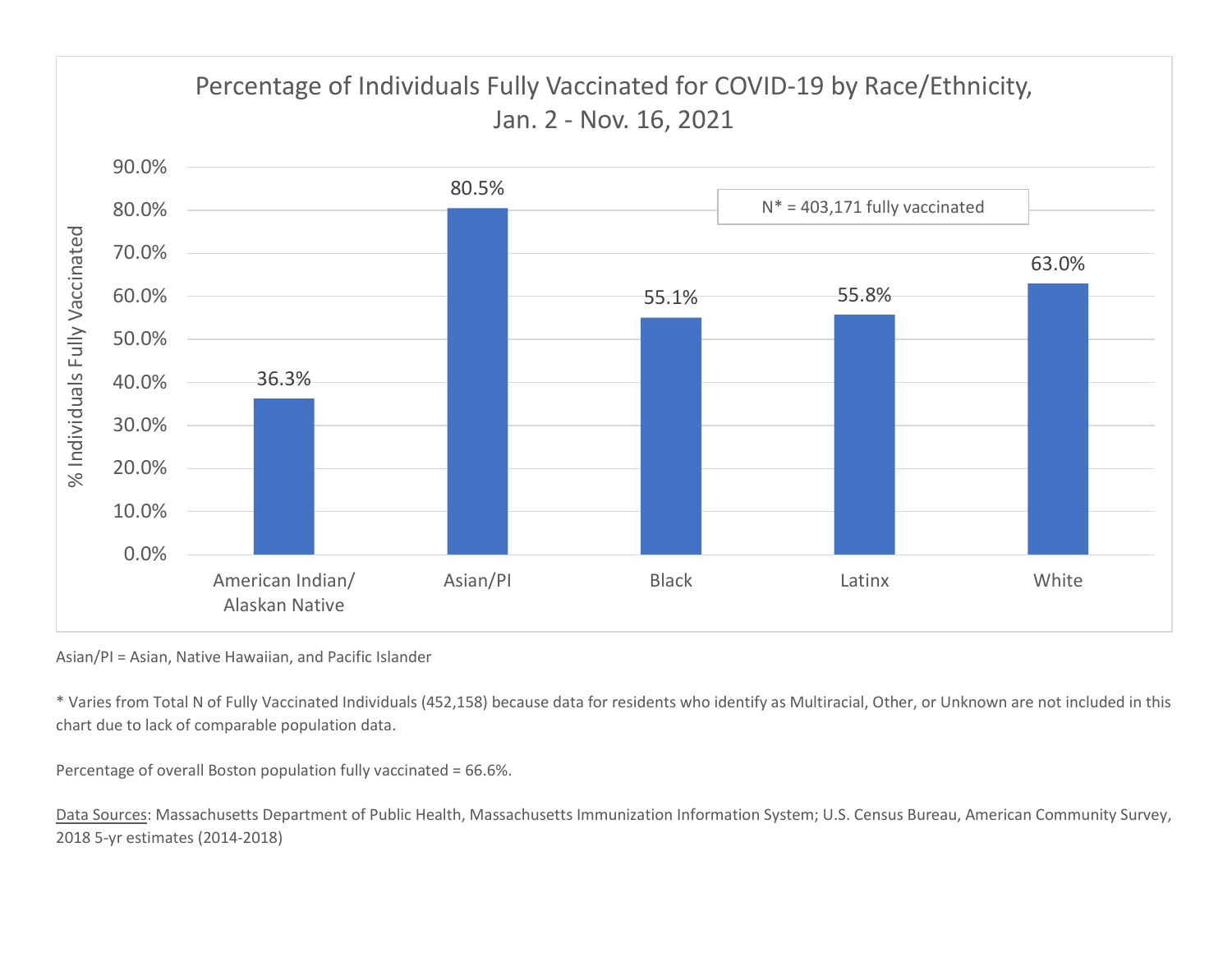## Percentage of Individuals Fully Vaccinated for COVID-19 by Race/Ethnicity, Jan. 2 - Nov. 16, 2021

N* = 403,171 fully vaccinated

| Race/Ethnicity | % Individuals Fully Vaccinated |
|---|---|
| American Indian/ Alaskan Native | 36.3% |
| Asian/PI | 80.5% |
| Black | 55.1% |
| Latinx | 55.8% |
| White | 63.0% |

Asian/PI = Asian, Native Hawaiian, and Pacific Islander

* Varies from Total N of Fully Vaccinated Individuals (452,158) because data for residents who identify as Multiracial, Other, or Unknown are not included in this chart due to lack of comparable population data.

Percentage of overall Boston population fully vaccinated = 66.6%.

Data Sources: Massachusetts Department of Public Health, Massachusetts Immunization Information System; U.S. Census Bureau, American Community Survey, 2018 5-yr estimates (2014-2018)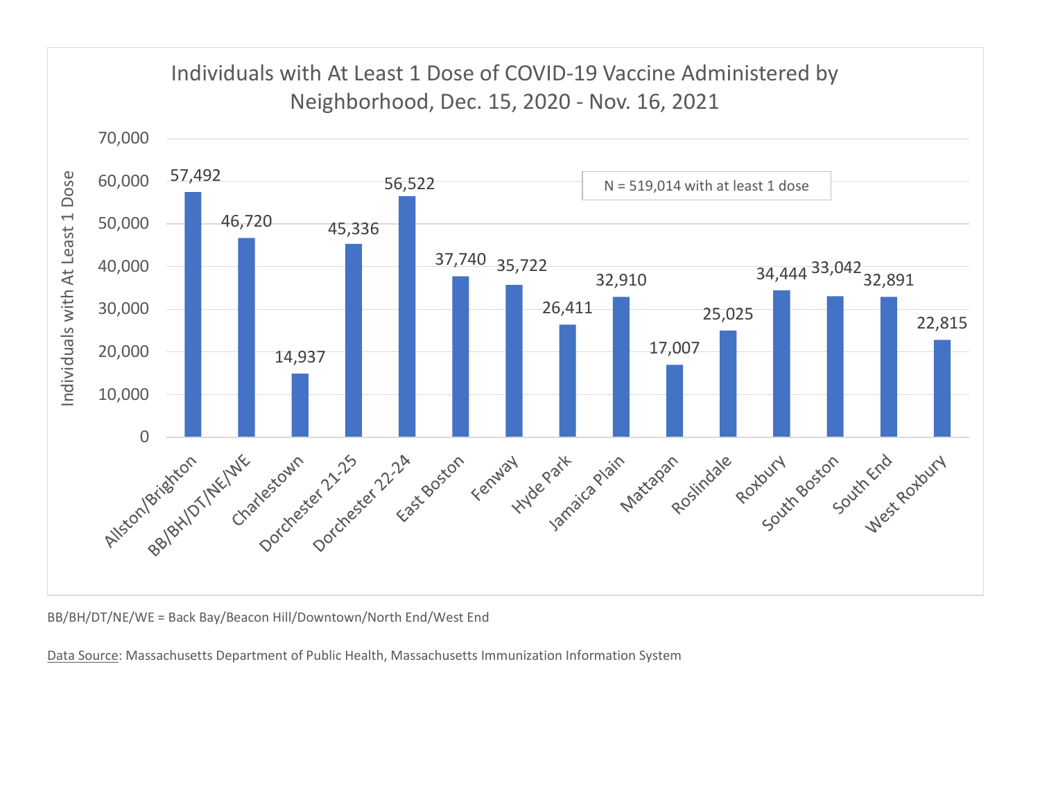## Individuals with At Least 1 Dose of COVID-19 Vaccine Administered by Neighborhood, Dec. 15, 2020 - Nov. 16, 2021

N = 519,014 with at least 1 dose

| Neighborhood | Individuals with At Least 1 Dose |
| --- | --- |
| Allston/Brighton | 57,492 |
| BB/BH/DT/NE/WE | 46,720 |
| Charlestown | 14,937 |
| Dorchester 21-25 | 45,336 |
| Dorchester 22-24 | 56,522 |
| East Boston | 37,740 |
| Fenway | 35,722 |
| Hyde Park | 26,411 |
| Jamaica Plain | 32,910 |
| Mattapan | 17,007 |
| Roslindale | 25,025 |
| Roxbury | 34,444 |
| South Boston | 33,042 |
| South End | 32,891 |
| West Roxbury | 22,815 |

BB/BH/DT/NE/WE = Back Bay/Beacon Hill/Downtown/North End/West End

Data Source: Massachusetts Department of Public Health, Massachusetts Immunization Information System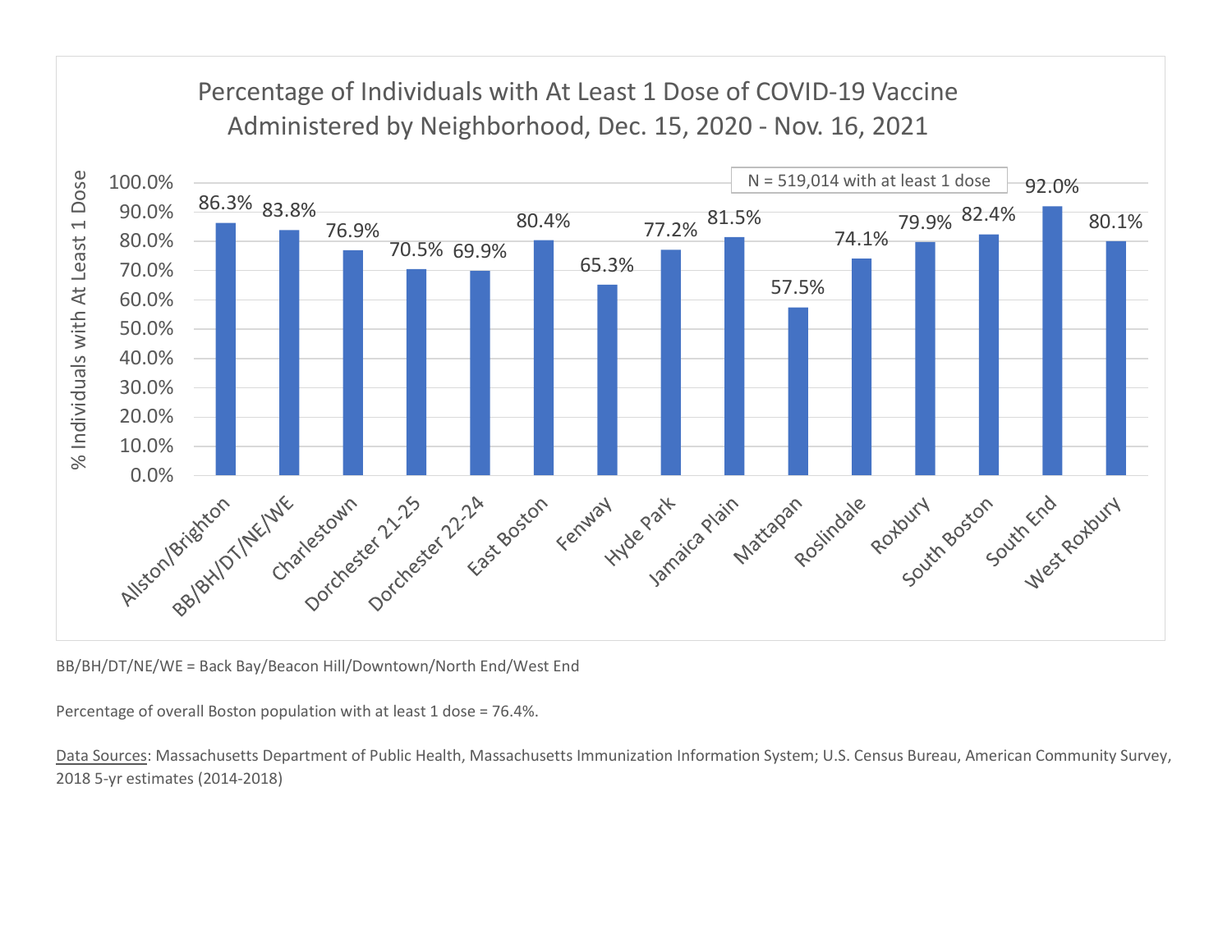## Percentage of Individuals with At Least 1 Dose of COVID-19 Vaccine Administered by Neighborhood, Dec. 15, 2020 - Nov. 16, 2021

N = 519,014 with at least 1 dose

| Neighborhood | % Individuals with At Least 1 Dose |
| --- | --- |
| Allston/Brighton | 86.3% |
| BB/BH/DT/NE/WE | 83.8% |
| Charlestown | 76.9% |
| Dorchester 21-25 | 70.5% |
| Dorchester 22-24 | 69.9% |
| East Boston | 80.4% |
| Fenway | 65.3% |
| Hyde Park | 77.2% |
| Jamaica Plain | 81.5% |
| Mattapan | 57.5% |
| Roslindale | 74.1% |
| Roxbury | 79.9% |
| South Boston | 82.4% |
| South End | 92.0% |
| West Roxbury | 80.1% |

BB/BH/DT/NE/WE = Back Bay/Beacon Hill/Downtown/North End/West End

Percentage of overall Boston population with at least 1 dose = 76.4%.

Data Sources: Massachusetts Department of Public Health, Massachusetts Immunization Information System; U.S. Census Bureau, American Community Survey, 2018 5-yr estimates (2014-2018)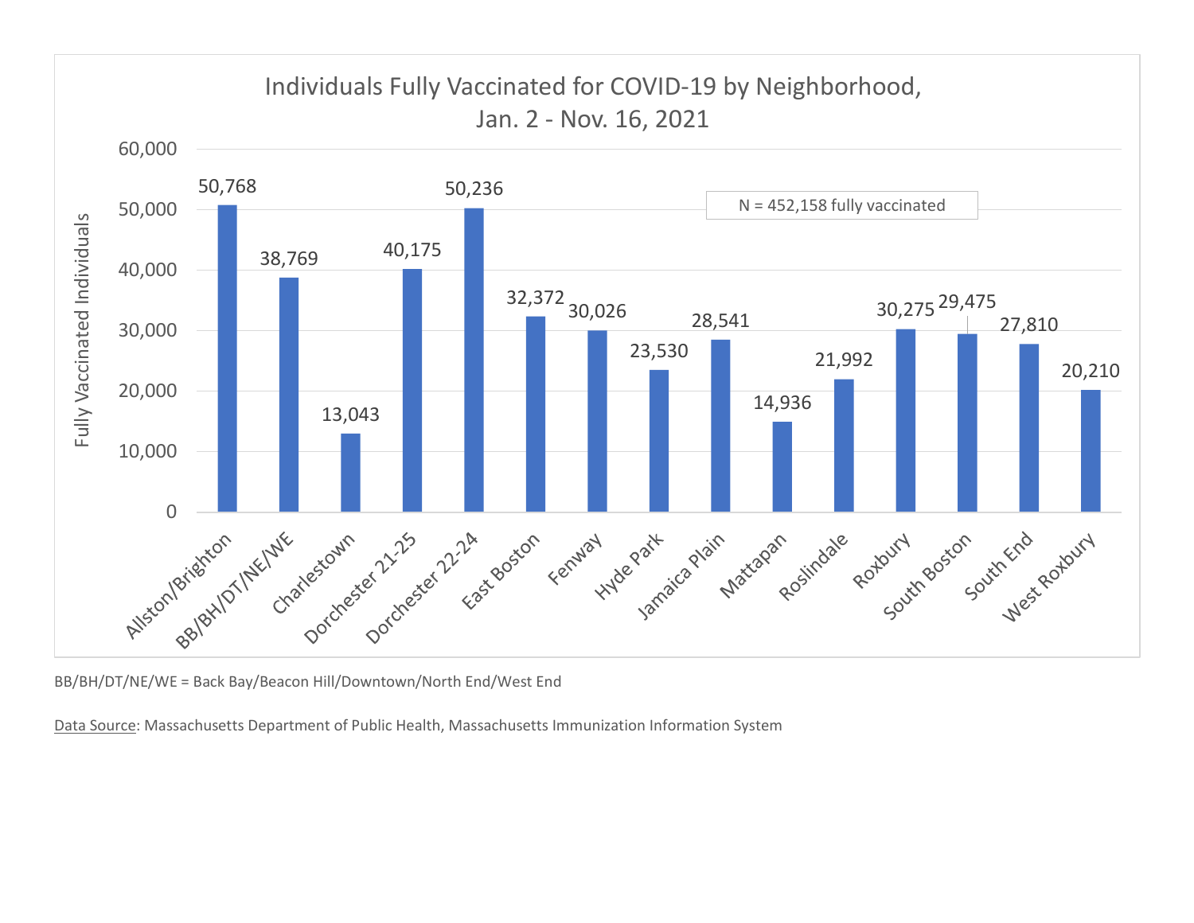## Individuals Fully Vaccinated for COVID-19 by Neighborhood, Jan. 2 - Nov. 16, 2021

N = 452,158 fully vaccinated

| Neighborhood | Fully Vaccinated Individuals |
| --- | --- |
| Allston/Brighton | 50,768 |
| BB/BH/DT/NE/WE | 38,769 |
| Charlestown | 13,043 |
| Dorchester 21-25 | 40,175 |
| Dorchester 22-24 | 50,236 |
| East Boston | 32,372 |
| Fenway | 30,026 |
| Hyde Park | 23,530 |
| Jamaica Plain | 28,541 |
| Mattapan | 14,936 |
| Roslindale | 21,992 |
| Roxbury | 30,275 |
| South Boston | 29,475 |
| South End | 27,810 |
| West Roxbury | 20,210 |

BB/BH/DT/NE/WE = Back Bay/Beacon Hill/Downtown/North End/West End

Data Source: Massachusetts Department of Public Health, Massachusetts Immunization Information System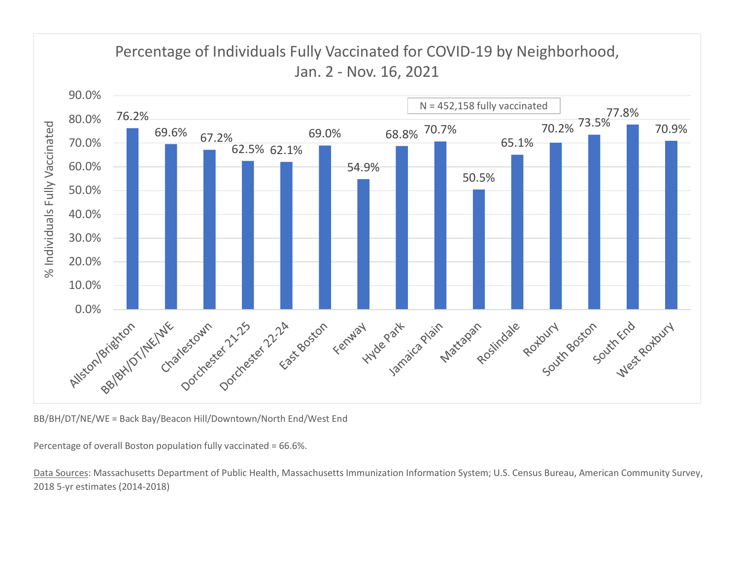## Percentage of Individuals Fully Vaccinated for COVID-19 by Neighborhood, Jan. 2 - Nov. 16, 2021

N = 452,158 fully vaccinated

| Neighborhood | % Individuals Fully Vaccinated |
|---|---|
| Allston/Brighton | 76.2% |
| BB/BH/DT/NE/WE | 69.6% |
| Charlestown | 67.2% |
| Dorchester 21-25 | 62.5% |
| Dorchester 22-24 | 62.1% |
| East Boston | 69.0% |
| Fenway | 54.9% |
| Hyde Park | 68.8% |
| Jamaica Plain | 70.7% |
| Mattapan | 50.5% |
| Roslindale | 65.1% |
| Roxbury | 70.2% |
| South Boston | 73.5% |
| South End | 77.8% |
| West Roxbury | 70.9% |

BB/BH/DT/NE/WE = Back Bay/Beacon Hill/Downtown/North End/West End

Percentage of overall Boston population fully vaccinated = 66.6%.

Data Sources: Massachusetts Department of Public Health, Massachusetts Immunization Information System; U.S. Census Bureau, American Community Survey, 2018 5-yr estimates (2014-2018)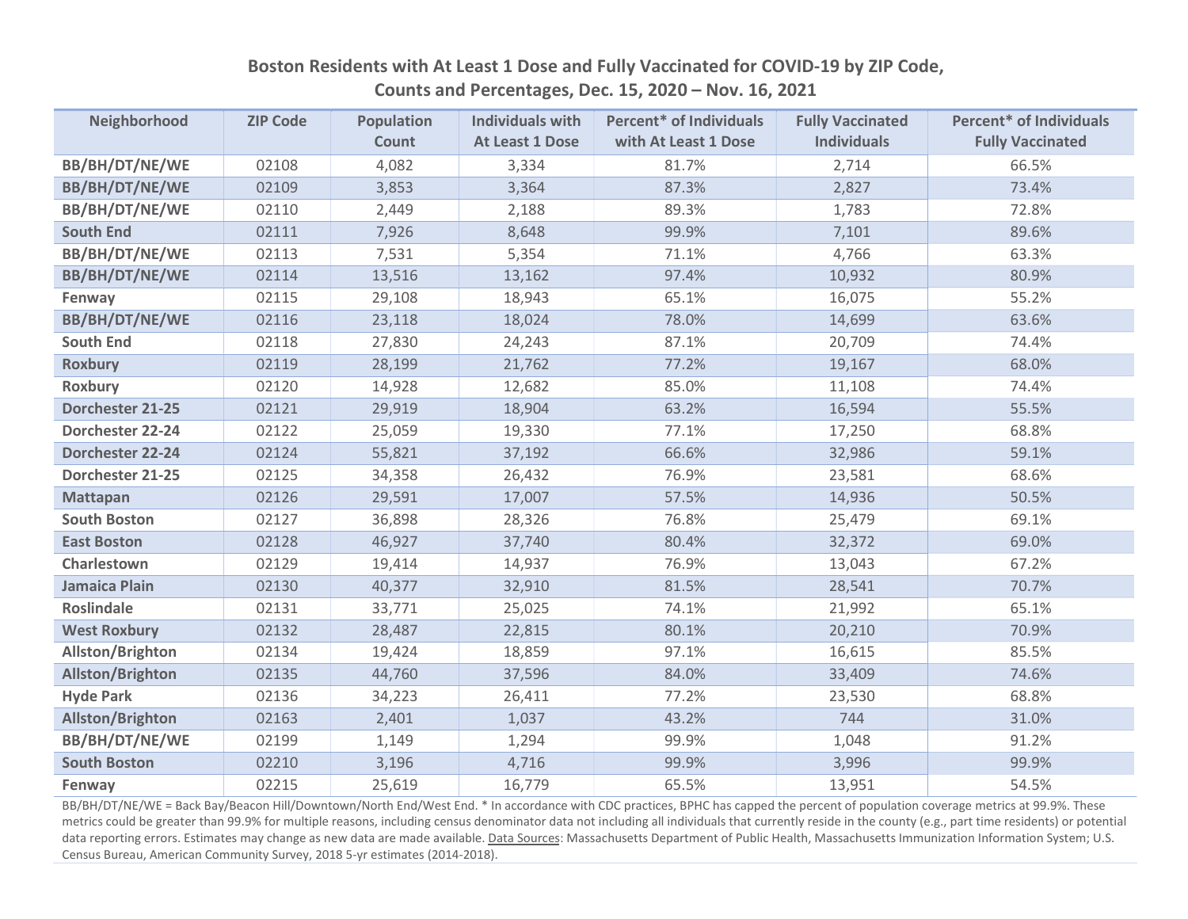## Boston Residents with At Least 1 Dose and Fully Vaccinated for COVID-19 by ZIP Code, Counts and Percentages, Dec. 15, 2020 – Nov. 16, 2021

| Neighborhood | ZIP Code | Population Count | Individuals with At Least 1 Dose | Percent* of Individuals with At Least 1 Dose | Fully Vaccinated Individuals | Percent* of Individuals Fully Vaccinated |
|---|---|---|---|---|---|---|
| **BB/BH/DT/NE/WE** | 02108 | 4,082 | 3,334 | 81.7% | 2,714 | 66.5% |
| **BB/BH/DT/NE/WE** | 02109 | 3,853 | 3,364 | 87.3% | 2,827 | 73.4% |
| **BB/BH/DT/NE/WE** | 02110 | 2,449 | 2,188 | 89.3% | 1,783 | 72.8% |
| **South End** | 02111 | 7,926 | 8,648 | 99.9% | 7,101 | 89.6% |
| **BB/BH/DT/NE/WE** | 02113 | 7,531 | 5,354 | 71.1% | 4,766 | 63.3% |
| **BB/BH/DT/NE/WE** | 02114 | 13,516 | 13,162 | 97.4% | 10,932 | 80.9% |
| **Fenway** | 02115 | 29,108 | 18,943 | 65.1% | 16,075 | 55.2% |
| **BB/BH/DT/NE/WE** | 02116 | 23,118 | 18,024 | 78.0% | 14,699 | 63.6% |
| **South End** | 02118 | 27,830 | 24,243 | 87.1% | 20,709 | 74.4% |
| **Roxbury** | 02119 | 28,199 | 21,762 | 77.2% | 19,167 | 68.0% |
| **Roxbury** | 02120 | 14,928 | 12,682 | 85.0% | 11,108 | 74.4% |
| **Dorchester 21-25** | 02121 | 29,919 | 18,904 | 63.2% | 16,594 | 55.5% |
| **Dorchester 22-24** | 02122 | 25,059 | 19,330 | 77.1% | 17,250 | 68.8% |
| **Dorchester 22-24** | 02124 | 55,821 | 37,192 | 66.6% | 32,986 | 59.1% |
| **Dorchester 21-25** | 02125 | 34,358 | 26,432 | 76.9% | 23,581 | 68.6% |
| **Mattapan** | 02126 | 29,591 | 17,007 | 57.5% | 14,936 | 50.5% |
| **South Boston** | 02127 | 36,898 | 28,326 | 76.8% | 25,479 | 69.1% |
| **East Boston** | 02128 | 46,927 | 37,740 | 80.4% | 32,372 | 69.0% |
| **Charlestown** | 02129 | 19,414 | 14,937 | 76.9% | 13,043 | 67.2% |
| **Jamaica Plain** | 02130 | 40,377 | 32,910 | 81.5% | 28,541 | 70.7% |
| **Roslindale** | 02131 | 33,771 | 25,025 | 74.1% | 21,992 | 65.1% |
| **West Roxbury** | 02132 | 28,487 | 22,815 | 80.1% | 20,210 | 70.9% |
| **Allston/Brighton** | 02134 | 19,424 | 18,859 | 97.1% | 16,615 | 85.5% |
| **Allston/Brighton** | 02135 | 44,760 | 37,596 | 84.0% | 33,409 | 74.6% |
| **Hyde Park** | 02136 | 34,223 | 26,411 | 77.2% | 23,530 | 68.8% |
| **Allston/Brighton** | 02163 | 2,401 | 1,037 | 43.2% | 744 | 31.0% |
| **BB/BH/DT/NE/WE** | 02199 | 1,149 | 1,294 | 99.9% | 1,048 | 91.2% |
| **South Boston** | 02210 | 3,196 | 4,716 | 99.9% | 3,996 | 99.9% |
| **Fenway** | 02215 | 25,619 | 16,779 | 65.5% | 13,951 | 54.5% |

BB/BH/DT/NE/WE = Back Bay/Beacon Hill/Downtown/North End/West End. * In accordance with CDC practices, BPHC has capped the percent of population coverage metrics at 99.9%. These metrics could be greater than 99.9% for multiple reasons, including census denominator data not including all individuals that currently reside in the county (e.g., part time residents) or potential data reporting errors. Estimates may change as new data are made available. Data Sources: Massachusetts Department of Public Health, Massachusetts Immunization Information System; U.S. Census Bureau, American Community Survey, 2018 5-yr estimates (2014-2018).